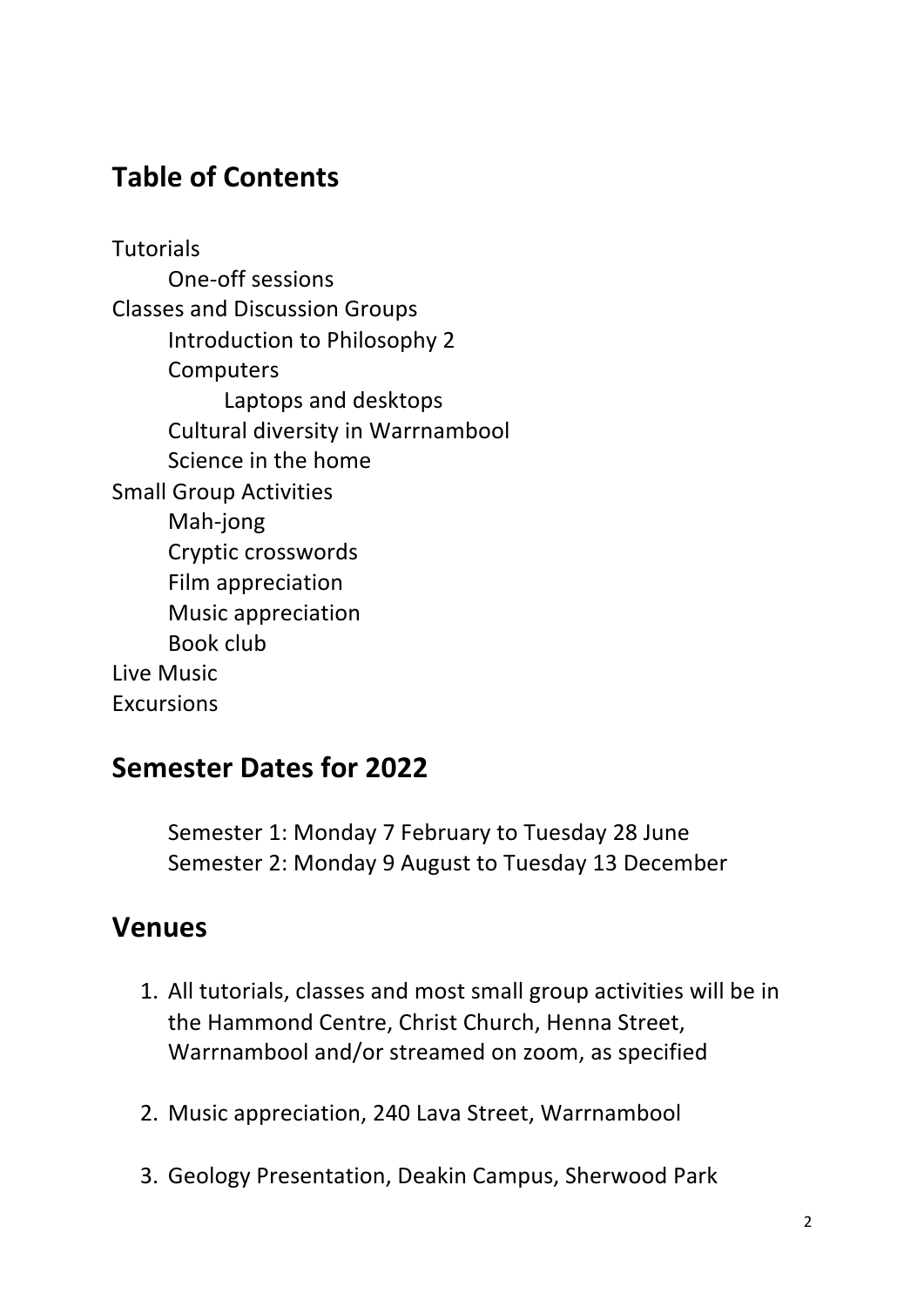## Table of Contents

- Tutorials
  - One-off sessions
- Classes and Discussion Groups
  - Introduction to Philosophy 2
  - Computers
    - Laptops and desktops
  - Cultural diversity in Warrnambool
  - Science in the home
- Small Group Activities
  - Mah-jong
  - Cryptic crosswords
  - Film appreciation
  - Music appreciation
  - Book club
- Live Music
- Excursions

## Semester Dates for 2022

Semester 1: Monday 7 February to Tuesday 28 June
Semester 2: Monday 9 August to Tuesday 13 December

## Venues

1. All tutorials, classes and most small group activities will be in the Hammond Centre, Christ Church, Henna Street, Warrnambool and/or streamed on zoom, as specified

2. Music appreciation, 240 Lava Street, Warrnambool

3. Geology Presentation, Deakin Campus, Sherwood Park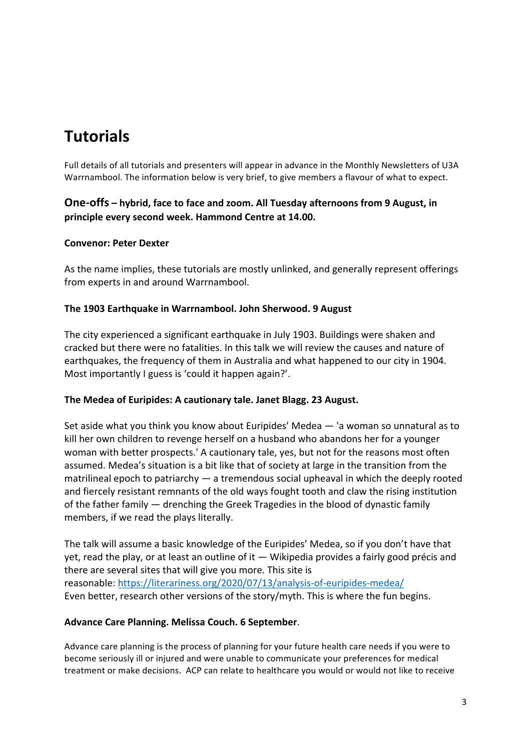# Tutorials

Full details of all tutorials and presenters will appear in advance in the Monthly Newsletters of U3A Warrnambool. The information below is very brief, to give members a flavour of what to expect.

## One-offs – hybrid, face to face and zoom. All Tuesday afternoons from 9 August, in principle every second week. Hammond Centre at 14.00.

**Convenor: Peter Dexter**

As the name implies, these tutorials are mostly unlinked, and generally represent offerings from experts in and around Warrnambool.

**The 1903 Earthquake in Warrnambool. John Sherwood. 9 August**

The city experienced a significant earthquake in July 1903. Buildings were shaken and cracked but there were no fatalities. In this talk we will review the causes and nature of earthquakes, the frequency of them in Australia and what happened to our city in 1904. Most importantly I guess is 'could it happen again?'.

**The Medea of Euripides: A cautionary tale. Janet Blagg. 23 August.**

Set aside what you think you know about Euripides' Medea — 'a woman so unnatural as to kill her own children to revenge herself on a husband who abandons her for a younger woman with better prospects.' A cautionary tale, yes, but not for the reasons most often assumed. Medea's situation is a bit like that of society at large in the transition from the matrilineal epoch to patriarchy — a tremendous social upheaval in which the deeply rooted and fiercely resistant remnants of the old ways fought tooth and claw the rising institution of the father family — drenching the Greek Tragedies in the blood of dynastic family members, if we read the plays literally.

The talk will assume a basic knowledge of the Euripides' Medea, so if you don't have that yet, read the play, or at least an outline of it — Wikipedia provides a fairly good précis and there are several sites that will give you more. This site is reasonable: https://literariness.org/2020/07/13/analysis-of-euripides-medea/
Even better, research other versions of the story/myth. This is where the fun begins.

**Advance Care Planning. Melissa Couch. 6 September**.

Advance care planning is the process of planning for your future health care needs if you were to become seriously ill or injured and were unable to communicate your preferences for medical treatment or make decisions. ACP can relate to healthcare you would or would not like to receive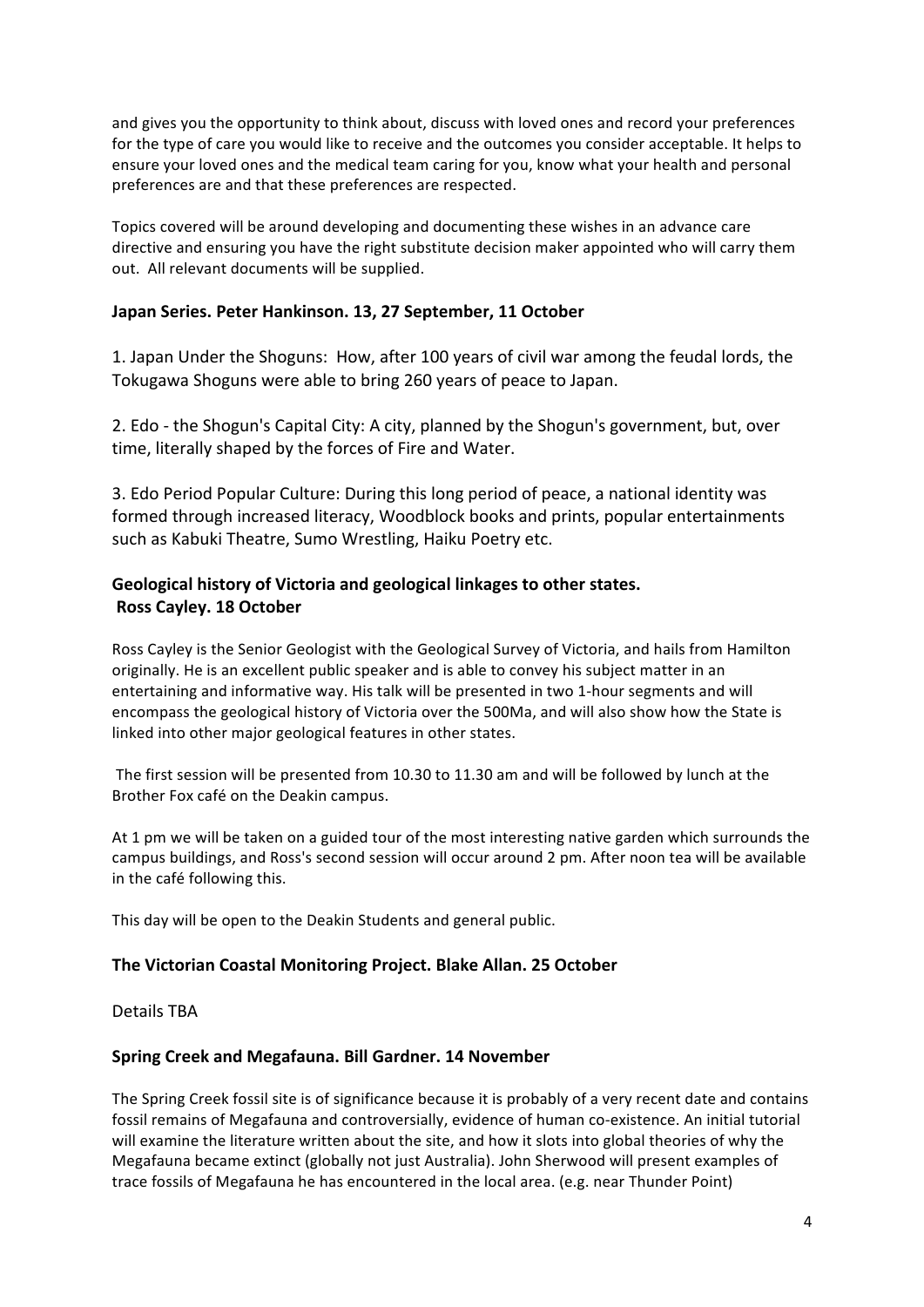and gives you the opportunity to think about, discuss with loved ones and record your preferences for the type of care you would like to receive and the outcomes you consider acceptable. It helps to ensure your loved ones and the medical team caring for you, know what your health and personal preferences are and that these preferences are respected.

Topics covered will be around developing and documenting these wishes in an advance care directive and ensuring you have the right substitute decision maker appointed who will carry them out. All relevant documents will be supplied.

### Japan Series. Peter Hankinson. 13, 27 September, 11 October

1. Japan Under the Shoguns: How, after 100 years of civil war among the feudal lords, the Tokugawa Shoguns were able to bring 260 years of peace to Japan.

2. Edo - the Shogun's Capital City: A city, planned by the Shogun's government, but, over time, literally shaped by the forces of Fire and Water.

3. Edo Period Popular Culture: During this long period of peace, a national identity was formed through increased literacy, Woodblock books and prints, popular entertainments such as Kabuki Theatre, Sumo Wrestling, Haiku Poetry etc.

### Geological history of Victoria and geological linkages to other states. Ross Cayley. 18 October

Ross Cayley is the Senior Geologist with the Geological Survey of Victoria, and hails from Hamilton originally. He is an excellent public speaker and is able to convey his subject matter in an entertaining and informative way. His talk will be presented in two 1-hour segments and will encompass the geological history of Victoria over the 500Ma, and will also show how the State is linked into other major geological features in other states.

The first session will be presented from 10.30 to 11.30 am and will be followed by lunch at the Brother Fox café on the Deakin campus.

At 1 pm we will be taken on a guided tour of the most interesting native garden which surrounds the campus buildings, and Ross's second session will occur around 2 pm. After noon tea will be available in the café following this.

This day will be open to the Deakin Students and general public.

### The Victorian Coastal Monitoring Project. Blake Allan. 25 October

Details TBA

### Spring Creek and Megafauna. Bill Gardner. 14 November

The Spring Creek fossil site is of significance because it is probably of a very recent date and contains fossil remains of Megafauna and controversially, evidence of human co-existence. An initial tutorial will examine the literature written about the site, and how it slots into global theories of why the Megafauna became extinct (globally not just Australia). John Sherwood will present examples of trace fossils of Megafauna he has encountered in the local area. (e.g. near Thunder Point)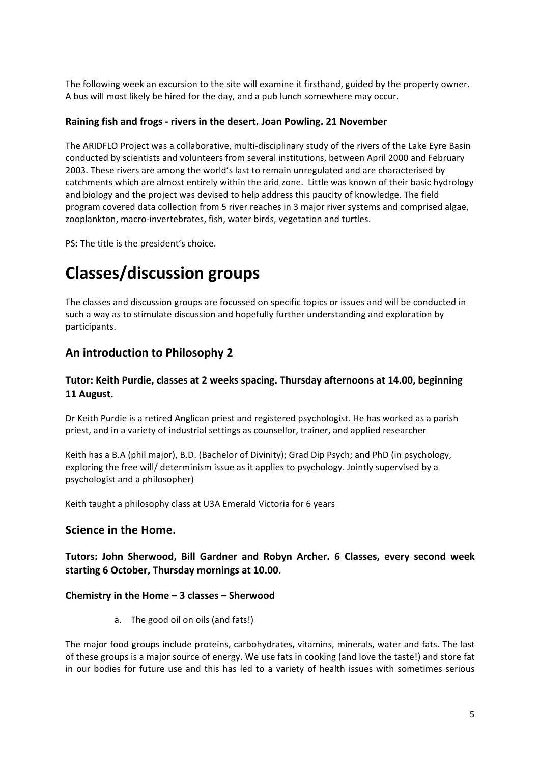The following week an excursion to the site will examine it firsthand, guided by the property owner. A bus will most likely be hired for the day, and a pub lunch somewhere may occur.

**Raining fish and frogs - rivers in the desert. Joan Powling. 21 November**

The ARIDFLO Project was a collaborative, multi-disciplinary study of the rivers of the Lake Eyre Basin conducted by scientists and volunteers from several institutions, between April 2000 and February 2003. These rivers are among the world's last to remain unregulated and are characterised by catchments which are almost entirely within the arid zone. Little was known of their basic hydrology and biology and the project was devised to help address this paucity of knowledge. The field program covered data collection from 5 river reaches in 3 major river systems and comprised algae, zooplankton, macro-invertebrates, fish, water birds, vegetation and turtles.

PS: The title is the president's choice.

# Classes/discussion groups

The classes and discussion groups are focussed on specific topics or issues and will be conducted in such a way as to stimulate discussion and hopefully further understanding and exploration by participants.

## An introduction to Philosophy 2

### Tutor: Keith Purdie, classes at 2 weeks spacing. Thursday afternoons at 14.00, beginning 11 August.

Dr Keith Purdie is a retired Anglican priest and registered psychologist. He has worked as a parish priest, and in a variety of industrial settings as counsellor, trainer, and applied researcher

Keith has a B.A (phil major), B.D. (Bachelor of Divinity); Grad Dip Psych; and PhD (in psychology, exploring the free will/ determinism issue as it applies to psychology. Jointly supervised by a psychologist and a philosopher)

Keith taught a philosophy class at U3A Emerald Victoria for 6 years

## Science in the Home.

### Tutors: John Sherwood, Bill Gardner and Robyn Archer. 6 Classes, every second week starting 6 October, Thursday mornings at 10.00.

**Chemistry in the Home – 3 classes – Sherwood**

a. The good oil on oils (and fats!)

The major food groups include proteins, carbohydrates, vitamins, minerals, water and fats. The last of these groups is a major source of energy. We use fats in cooking (and love the taste!) and store fat in our bodies for future use and this has led to a variety of health issues with sometimes serious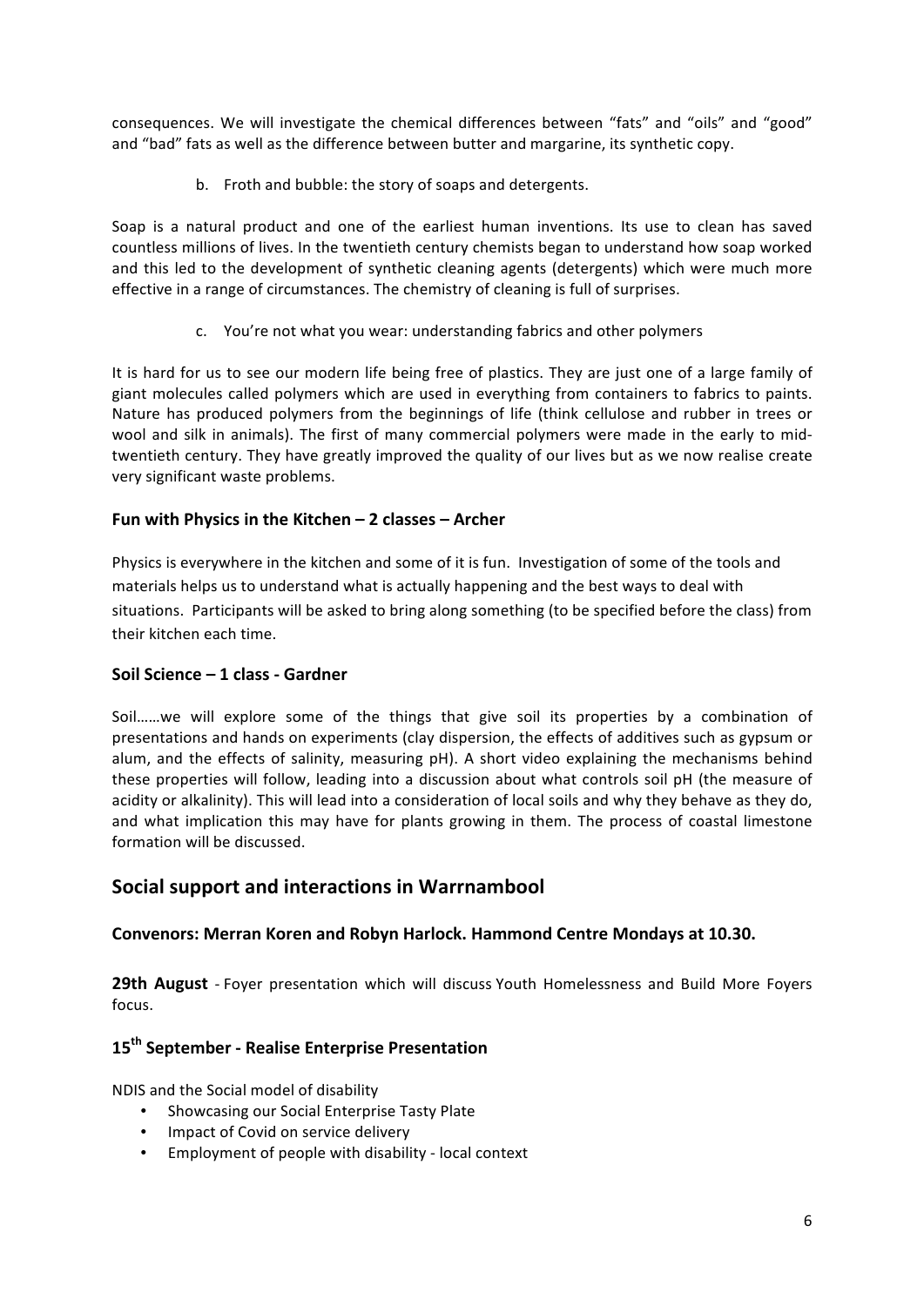consequences. We will investigate the chemical differences between "fats" and "oils" and "good" and "bad" fats as well as the difference between butter and margarine, its synthetic copy.

b. Froth and bubble: the story of soaps and detergents.

Soap is a natural product and one of the earliest human inventions. Its use to clean has saved countless millions of lives. In the twentieth century chemists began to understand how soap worked and this led to the development of synthetic cleaning agents (detergents) which were much more effective in a range of circumstances. The chemistry of cleaning is full of surprises.

c. You're not what you wear: understanding fabrics and other polymers

It is hard for us to see our modern life being free of plastics. They are just one of a large family of giant molecules called polymers which are used in everything from containers to fabrics to paints. Nature has produced polymers from the beginnings of life (think cellulose and rubber in trees or wool and silk in animals). The first of many commercial polymers were made in the early to mid-twentieth century. They have greatly improved the quality of our lives but as we now realise create very significant waste problems.

### Fun with Physics in the Kitchen – 2 classes – Archer

Physics is everywhere in the kitchen and some of it is fun. Investigation of some of the tools and materials helps us to understand what is actually happening and the best ways to deal with situations. Participants will be asked to bring along something (to be specified before the class) from their kitchen each time.

### Soil Science – 1 class - Gardner

Soil……we will explore some of the things that give soil its properties by a combination of presentations and hands on experiments (clay dispersion, the effects of additives such as gypsum or alum, and the effects of salinity, measuring pH). A short video explaining the mechanisms behind these properties will follow, leading into a discussion about what controls soil pH (the measure of acidity or alkalinity). This will lead into a consideration of local soils and why they behave as they do, and what implication this may have for plants growing in them. The process of coastal limestone formation will be discussed.

## Social support and interactions in Warrnambool

### Convenors: Merran Koren and Robyn Harlock. Hammond Centre Mondays at 10.30.

**29th August** - Foyer presentation which will discuss Youth Homelessness and Build More Foyers focus.

### 15th September - Realise Enterprise Presentation

NDIS and the Social model of disability

- Showcasing our Social Enterprise Tasty Plate
- Impact of Covid on service delivery
- Employment of people with disability - local context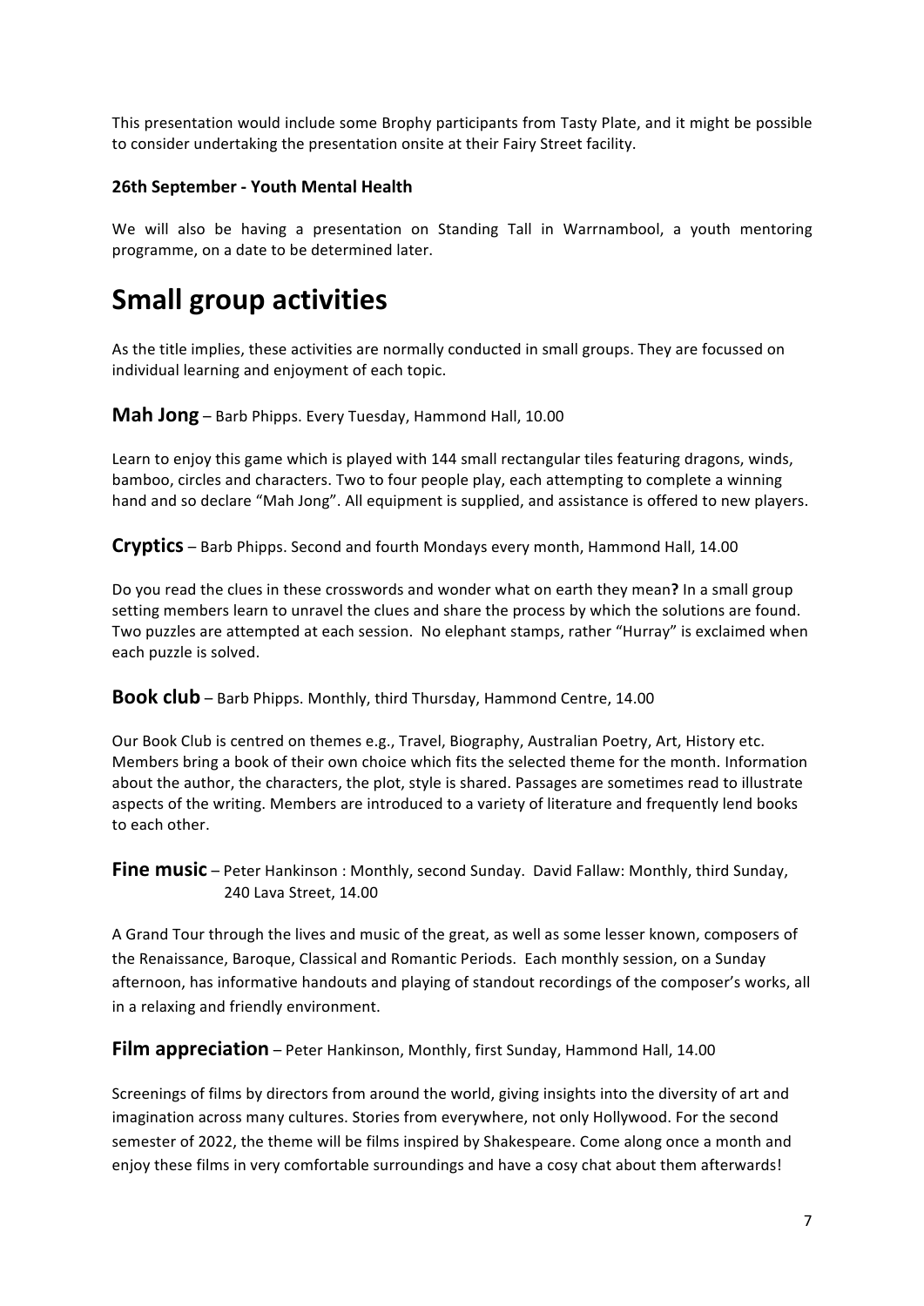This presentation would include some Brophy participants from Tasty Plate, and it might be possible to consider undertaking the presentation onsite at their Fairy Street facility.

**26th September - Youth Mental Health**

We will also be having a presentation on Standing Tall in Warrnambool, a youth mentoring programme, on a date to be determined later.

# Small group activities

As the title implies, these activities are normally conducted in small groups. They are focussed on individual learning and enjoyment of each topic.

## Mah Jong – Barb Phipps. Every Tuesday, Hammond Hall, 10.00

Learn to enjoy this game which is played with 144 small rectangular tiles featuring dragons, winds, bamboo, circles and characters. Two to four people play, each attempting to complete a winning hand and so declare "Mah Jong". All equipment is supplied, and assistance is offered to new players.

## Cryptics – Barb Phipps. Second and fourth Mondays every month, Hammond Hall, 14.00

Do you read the clues in these crosswords and wonder what on earth they mean**?** In a small group setting members learn to unravel the clues and share the process by which the solutions are found. Two puzzles are attempted at each session. No elephant stamps, rather "Hurray" is exclaimed when each puzzle is solved.

## Book club – Barb Phipps. Monthly, third Thursday, Hammond Centre, 14.00

Our Book Club is centred on themes e.g., Travel, Biography, Australian Poetry, Art, History etc. Members bring a book of their own choice which fits the selected theme for the month. Information about the author, the characters, the plot, style is shared. Passages are sometimes read to illustrate aspects of the writing. Members are introduced to a variety of literature and frequently lend books to each other.

## Fine music – Peter Hankinson : Monthly, second Sunday. David Fallaw: Monthly, third Sunday, 240 Lava Street, 14.00

A Grand Tour through the lives and music of the great, as well as some lesser known, composers of the Renaissance, Baroque, Classical and Romantic Periods. Each monthly session, on a Sunday afternoon, has informative handouts and playing of standout recordings of the composer's works, all in a relaxing and friendly environment.

## Film appreciation – Peter Hankinson, Monthly, first Sunday, Hammond Hall, 14.00

Screenings of films by directors from around the world, giving insights into the diversity of art and imagination across many cultures. Stories from everywhere, not only Hollywood. For the second semester of 2022, the theme will be films inspired by Shakespeare. Come along once a month and enjoy these films in very comfortable surroundings and have a cosy chat about them afterwards!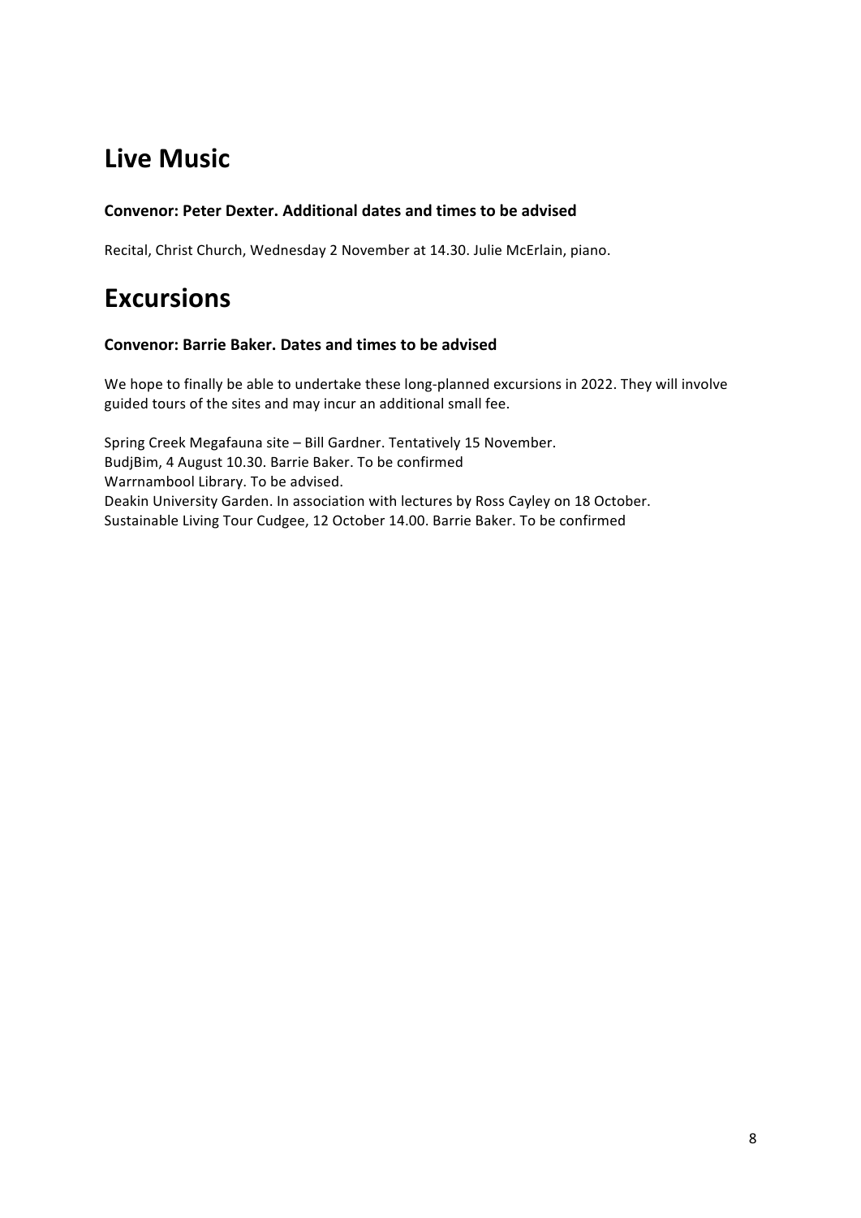# Live Music

### Convenor: Peter Dexter. Additional dates and times to be advised

Recital, Christ Church, Wednesday 2 November at 14.30. Julie McErlain, piano.

# Excursions

### Convenor: Barrie Baker. Dates and times to be advised

We hope to finally be able to undertake these long-planned excursions in 2022. They will involve guided tours of the sites and may incur an additional small fee.

Spring Creek Megafauna site – Bill Gardner. Tentatively 15 November.
BudjBim, 4 August 10.30. Barrie Baker. To be confirmed
Warrnambool Library. To be advised.
Deakin University Garden. In association with lectures by Ross Cayley on 18 October.
Sustainable Living Tour Cudgee, 12 October 14.00. Barrie Baker. To be confirmed